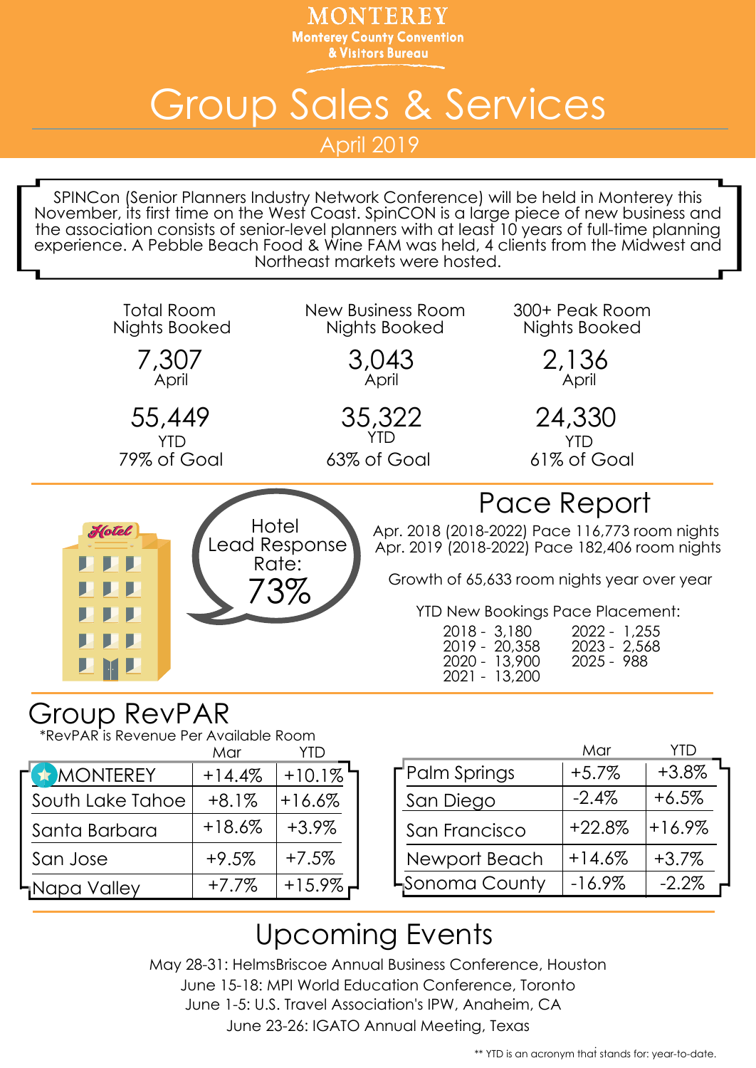# MONTEREY

Monterey County Convention & Visitors Bureau

# Group Sales & Services

April 2019

SPINCon (Senior Planners Industry Network Conference) will be held in Monterey this November, its first time on the West Coast. SpinCON is a large piece of new business and the association consists of senior-level planners with at least 10 years of full-time planning experience. A Pebble Beach Food & Wine FAM was held, 4 clients from the Midwest and Northeast markets were hosted.

| Total Room Nights Booked | New Business Room Nights Booked | 300+ Peak Room Nights Booked |
|---|---|---|
| 7,307 April | 3,043 April | 2,136 April |
| 55,449 YTD 79% of Goal | 35,322 YTD 63% of Goal | 24,330 YTD 61% of Goal |

Hotel Lead Response Rate: 73%

## Pace Report

Apr. 2018 (2018-2022) Pace 116,773 room nights
Apr. 2019 (2018-2022) Pace 182,406 room nights

Growth of 65,633 room nights year over year

YTD New Bookings Pace Placement:

- 2018 - 3,180
- 2019 - 20,358
- 2020 - 13,900
- 2021 - 13,200
- 2022 - 1,255
- 2023 - 2,568
- 2025 - 988

## Group RevPAR

*RevPAR is Revenue Per Available Room

| | Mar | YTD |
|---|---|---|
| MONTEREY | +14.4% | +10.1% |
| South Lake Tahoe | +8.1% | +16.6% |
| Santa Barbara | +18.6% | +3.9% |
| San Jose | +9.5% | +7.5% |
| Napa Valley | +7.7% | +15.9% |

| | Mar | YTD |
|---|---|---|
| Palm Springs | +5.7% | +3.8% |
| San Diego | -2.4% | +6.5% |
| San Francisco | +22.8% | +16.9% |
| Newport Beach | +14.6% | +3.7% |
| Sonoma County | -16.9% | -2.2% |

## Upcoming Events

May 28-31: HelmsBriscoe Annual Business Conference, Houston
June 15-18: MPI World Education Conference, Toronto
June 1-5: U.S. Travel Association's IPW, Anaheim, CA
June 23-26: IGATO Annual Meeting, Texas

** YTD is an acronym that stands for: year-to-date.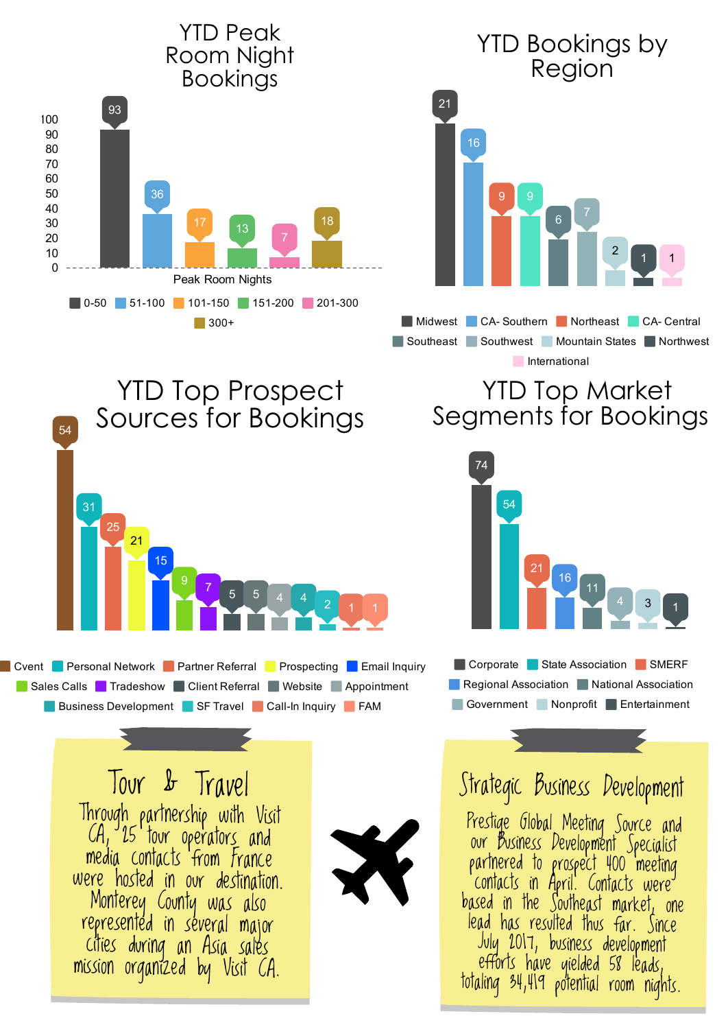## YTD Peak Room Night Bookings

100
90
80
70
60
50
40
30
20
10
0

93
36
17
13
7
18

Peak Room Nights

0-50 | 51-100 | 101-150 | 151-200 | 201-300 | 300+

## YTD Bookings by Region

21
16
9
9
6
7
2
1
1

Midwest | CA- Southern | Northeast | CA- Central | Southeast | Southwest | Mountain States | Northwest | International

## YTD Top Prospect Sources for Bookings

54
31
25
21
15
9
7
5
5
4
4
2
1
1

Cvent | Personal Network | Partner Referral | Prospecting | Email Inquiry | Sales Calls | Tradeshow | Client Referral | Website | Appointment | Business Development | SF Travel | Call-In Inquiry | FAM

## YTD Top Market Segments for Bookings

74
54
21
16
11
4
3
1

Corporate | State Association | SMERF | Regional Association | National Association | Government | Nonprofit | Entertainment

## Tour & Travel

Through partnership with Visit CA, 25 tour operators and media contacts from France were hosted in our destination. Monterey County was also represented in several major cities during an Asia sales mission organized by Visit CA.

## Strategic Business Development

Prestige Global Meeting Source and our Business Development Specialist partnered to prospect 400 meeting contacts in April. Contacts were based in the Southeast market, one lead has resulted thus far. Since July 2017, business development efforts have yielded 58 leads, totaling 34,419 potential room nights.